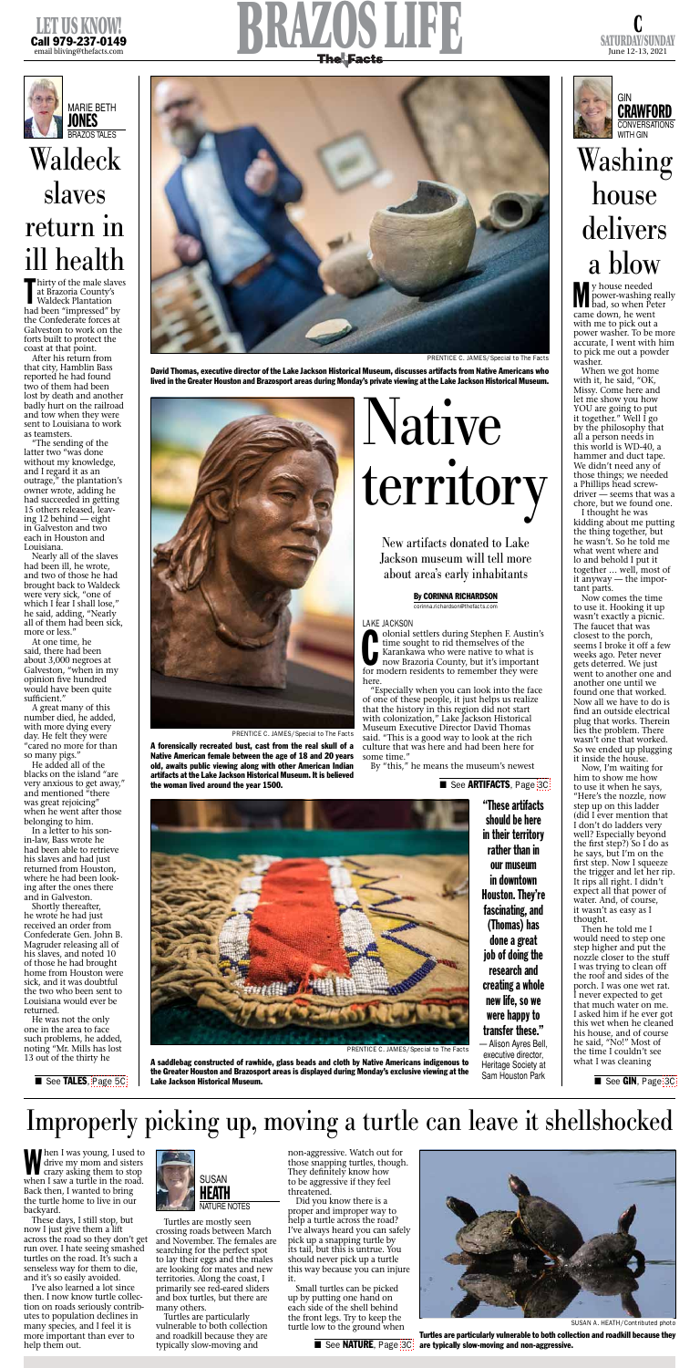# BRAZOS LIFE

LET US KNOW! Call 979-237-0149 email blliving@thefacts.com

C SATURDAY/SUNDAY June 12-13, 2021

MARIE BETH JONES
BRAZOS TALES

# Waldeck slaves return in ill health

Thirty of the male slaves at Brazoria County's Waldeck Plantation had been "impressed" by the Confederate forces at Galveston to work on the forts built to protect the coast at that point.

After his return from that city, Hamblin Bass reported he had found two of them had been lost by death and another badly hurt on the railroad and tow when they were sent to Louisiana to work as teamsters.

"The sending of the latter two "was done without my knowledge, and I regard it as an outrage," the plantation's owner wrote, adding he had succeeded in getting 15 others released, leaving 12 behind — eight in Galveston and two each in Houston and Louisiana.

Nearly all of the slaves had been ill, he wrote, and two of those he had brought back to Waldeck were very sick, "one of which I fear I shall lose," he said, adding, "Nearly all of them had been sick, more or less."

At one time, he said, there had been about 3,000 negroes at Galveston, "when in my opinion five hundred would have been quite sufficient."

A great many of this number died, he added, with more dying every day. He felt they were "cared no more for than so many pigs."

He added all of the blacks on the island "are very anxious to get away," and mentioned "there was great rejoicing" when he went after those belonging to him.

In a letter to his son-in-law, Bass wrote he had been able to retrieve his slaves and had just returned from Houston, where he had been looking after the ones there and in Galveston.

Shortly thereafter, he wrote he had just received an order from Confederate Gen. John B. Magruder releasing all of his slaves, and noted 10 of those he had brought home from Houston were sick, and it was doubtful the two who been sent to Louisiana would ever be returned.

He was not the only one in the area to face such problems, he added, noting "Mr. Mills has lost 13 out of the thirty he

■ See **TALES**, Page 5C

PRENTICE C. JAMES/Special to The Facts

**David Thomas, executive director of the Lake Jackson Historical Museum, discusses artifacts from Native Americans who lived in the Greater Houston and Brazosport areas during Monday's private viewing at the Lake Jackson Historical Museum.**

# Native territory

New artifacts donated to Lake Jackson museum will tell more about area's early inhabitants

**By CORINNA RICHARDSON**
corinna.richardson@thefacts.com

LAKE JACKSON

Colonial settlers during Stephen F. Austin's time sought to rid themselves of the Karankawa who were native to what is now Brazoria County, but it's important for modern residents to remember they were here.

"Especially when you can look into the face of one of these people, it just helps us realize that the history in this region did not start with colonization," Lake Jackson Historical Museum Executive Director David Thomas said. "This is a good way to look at the rich culture that was here and had been here for some time."

By "this," he means the museum's newest

■ See **ARTIFACTS**, Page 3C

PRENTICE C. JAMES/Special to The Facts

**A forensically recreated bust, cast from the real skull of a Native American female between the age of 18 and 20 years old, awaits public viewing along with other American Indian artifacts at the Lake Jackson Historical Museum. It is believed the woman lived around the year 1500.**

PRENTICE C. JAMES/Special to The Facts

**A saddlebag constructed of rawhide, glass beads and cloth by Native Americans indigenous to the Greater Houston and Brazosport areas is displayed during Monday's exclusive viewing at the Lake Jackson Historical Museum.**

**"These artifacts should be here in their territory rather than in our museum in downtown Houston. They're fascinating, and (Thomas) has done a great job of doing the research and creating a whole new life, so we were happy to transfer these."**

— Alison Ayres Bell, executive director, Heritage Society at Sam Houston Park

GIN CRAWFORD
CONVERSATIONS WITH GIN

# Washing house delivers a blow

My house needed power-washing really bad, so when Peter came down, he went with me to pick out a power washer. To be more accurate, I went with him to pick me out a powder washer.

When we got home with it, he said, "OK, Missy. Come here and let me show you how YOU are going to put it together." Well I go by the philosophy that all a person needs in this world is WD-40, a hammer and duct tape. We didn't need any of those things; we needed a Phillips head screwdriver — seems that was a chore, but we found one.

I thought he was kidding about me putting the thing together, but he wasn't. So he told me what went where and lo and behold I put it together … well, most of it anyway — the important parts.

Now comes the time to use it. Hooking it up wasn't exactly a picnic. The faucet that was closest to the porch, seems I broke it off a few weeks ago. Peter never gets deterred. We just went to another one and another one until we found one that worked. Now all we have to do is find an outside electrical plug that works. Therein lies the problem. There wasn't one that worked. So we ended up plugging it inside the house.

Now, I'm waiting for him to show me how to use it when he says, "Here's the nozzle, now step up on this ladder (did I ever mention that I don't do ladders very well? Especially beyond the first step?) So I do as he says, but I'm on the first step. Now I squeeze the trigger and let her rip. It rips all right. I didn't expect all that power of water. And, of course, it wasn't as easy as I thought.

Then he told me I would need to step one step higher and put the nozzle closer to the stuff I was trying to clean off the roof and sides of the porch. I was one wet rat. I never expected to get that much water on me. I asked him if he ever got this wet when he cleaned his house, and of course he said, "No!" Most of the time I couldn't see what I was cleaning

■ See **GIN**, Page 3C

# Improperly picking up, moving a turtle can leave it shellshocked

SUSAN HEATH
NATURE NOTES

When I was young, I used to drive my mom and sisters crazy asking them to stop when I saw a turtle in the road. Back then, I wanted to bring the turtle home to live in our backyard.

These days, I still stop, but now I just give them a lift across the road so they don't get run over. I hate seeing smashed turtles on the road. It's such a senseless way for them to die, and it's so easily avoided.

I've also learned a lot since then. I now know turtle collection on roads seriously contributes to population declines in many species, and I feel it is more important than ever to help them out.

Turtles are mostly seen crossing roads between March and November. The females are searching for the perfect spot to lay their eggs and the males are looking for mates and new territories. Along the coast, I primarily see red-eared sliders and box turtles, but there are many others.

Turtles are particularly vulnerable to both collection and roadkill because they are typically slow-moving and non-aggressive. Watch out for those snapping turtles, though. They definitely know how to be aggressive if they feel threatened.

Did you know there is a proper and improper way to help a turtle across the road? I've always heard you can safely pick up a snapping turtle by its tail, but this is untrue. You should never pick up a turtle this way because you can injure it.

Small turtles can be picked up by putting one hand on each side of the shell behind the front legs. Try to keep the turtle low to the ground when

■ See **NATURE**, Page 3C

SUSAN A. HEATH/Contributed photo

**Turtles are particularly vulnerable to both collection and roadkill because they are typically slow-moving and non-aggressive.**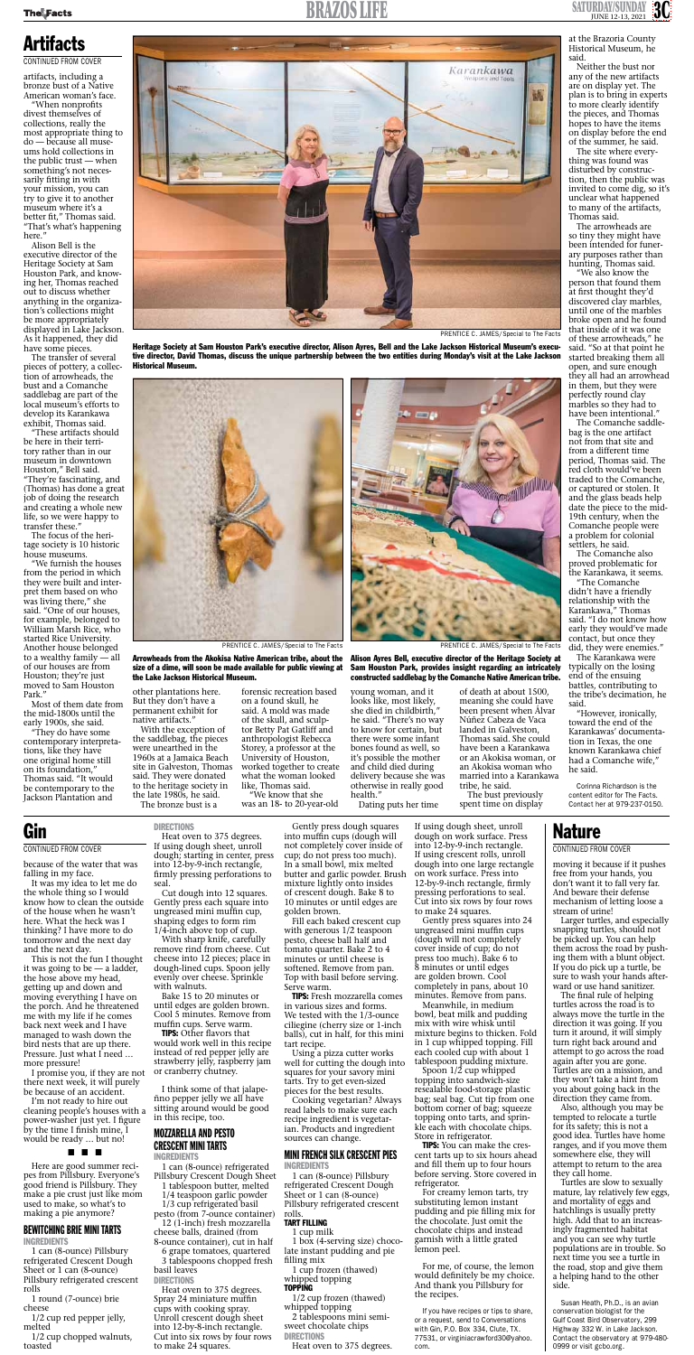# Artifacts

CONTINUED FROM COVER

artifacts, including a bronze bust of a Native American woman's face.

"When nonprofits divest themselves of collections, really the most appropriate thing to do — because all museums hold collections in the public trust — when something's not necessarily fitting in with your mission, you can try to give it to another museum where it's a better fit," Thomas said. "That's what's happening here."

Alison Bell is the executive director of the Heritage Society at Sam Houston Park, and knowing her, Thomas reached out to discuss whether anything in the organization's collections might be more appropriately displayed in Lake Jackson. As it happened, they did have some pieces.

The transfer of several pieces of pottery, a collection of arrowheads, the bust and a Comanche saddlebag are part of the local museum's efforts to develop its Karankawa exhibit, Thomas said.

"These artifacts should be here in their territory rather than in our museum in downtown Houston," Bell said. "They're fascinating, and (Thomas) has done a great job of doing the research and creating a whole new life, so we were happy to transfer these."

The focus of the heritage society is 10 historic house museums.

"We furnish the houses from the period in which they were built and interpret them based on who was living there," she said. "One of our houses, for example, belonged to William Marsh Rice, who started Rice University. Another house belonged to a wealthy family — all of our houses are from Houston; they're just moved to Sam Houston Park."

Most of them date from the mid-1800s until the early 1900s, she said.

"They do have some contemporary interpretations, like they have one original home still on its foundation," Thomas said. "It would be contemporary to the Jackson Plantation and other plantations here. But they don't have a permanent exhibit for native artifacts."

With the exception of the saddlebag, the pieces were unearthed in the 1960s at a Jamaica Beach site in Galveston, Thomas said. They were donated to the heritage society in the late 1980s, he said.

The bronze bust is a forensic recreation based on a found skull, he said. A mold was made of the skull, and sculptor Betty Pat Gatliff and anthropologist Rebecca Storey, a professor at the University of Houston, worked together to create what the woman looked like, Thomas said.

"We know that she was an 18- to 20-year-old young woman, and it looks like, most likely, she died in childbirth," he said. "There's no way to know for certain, but there were some infant bones found as well, so it's possible the mother and child died during delivery because she was otherwise in really good health."

Dating puts her time of death at about 1500, meaning she could have been present when Álvar Núñez Cabeza de Vaca landed in Galveston, Thomas said. She could have been a Karankawa or an Akokisa woman, or an Akokisa woman who married into a Karankawa tribe, he said.

The bust previously spent time on display at the Brazoria County Historical Museum, he said.

Neither the bust nor any of the new artifacts are on display yet. The plan is to bring in experts to more clearly identify the pieces, and Thomas hopes to have the items on display before the end of the summer, he said.

The site where everything was found was disturbed by construction, then the public was invited to come dig, so it's unclear what happened to many of the artifacts, Thomas said.

The arrowheads are so tiny they might have been intended for funerary purposes rather than hunting, Thomas said.

"We also know the person that found them at first thought they'd discovered clay marbles, until one of the marbles broke open and he found that inside of it was one of these arrowheads," he said. "So at that point he started breaking them all open, and sure enough they all had an arrowhead in them, but they were perfectly round clay marbles so they had to have been intentional."

The Comanche saddlebag is the one artifact not from that site and from a different time period, Thomas said. The red cloth would've been traded to the Comanche, or captured or stolen. It and the glass beads help date the piece to the mid-19th century, when the Comanche people were a problem for colonial settlers, he said.

The Comanche also proved problematic for the Karankawa, it seems.

"The Comanche didn't have a friendly relationship with the Karankawa," Thomas said. "I do not know how early they would've made contact, but once they did, they were enemies."

The Karankawa were typically on the losing end of the ensuing battles, contributing to the tribe's decimation, he said.

"However, ironically, toward the end of the Karankawas' documentation in Texas, the one known Karankawa chief had a Comanche wife," he said.

*Corinna Richardson is the content editor for The Facts. Contact her at 979-237-0150.*

PRENTICE C. JAMES/Special to The Facts

**Heritage Society at Sam Houston Park's executive director, Alison Ayres, Bell and the Lake Jackson Historical Museum's executive director, David Thomas, discuss the unique partnership between the two entities during Monday's visit at the Lake Jackson Historical Museum.**

PRENTICE C. JAMES/Special to The Facts

**Arrowheads from the Akokisa Native American tribe, about the size of a dime, will soon be made available for public viewing at the Lake Jackson Historical Museum.**

PRENTICE C. JAMES/Special to The Facts

**Alison Ayres Bell, executive director of the Heritage Society at Sam Houston Park, provides insight regarding an intricately constructed saddlebag by the Comanche Native American tribe.**

# Gin

CONTINUED FROM COVER

because of the water that was falling in my face.

It was my idea to let me do the whole thing so I would know how to clean the outside of the house when he wasn't here. What the heck was I thinking? I have more to do tomorrow and the next day and the next day.

This is not the fun I thought it was going to be — a ladder, the hose above my head, getting up and down and moving everything I have on the porch. And he threatened me with my life if he comes back next week and I have managed to wash down the bird nests that are up there. Pressure. Just what I need … more pressure!

I promise you, if they are not there next week, it will purely be because of an accident.

I'm not ready to hire out cleaning people's houses with a power-washer just yet. I figure by the time I finish mine, I would be ready … but no!

■ ■ ■

Here are some good summer recipes from Pillsbury. Everyone's good friend is Pillsbury. They make a pie crust just like mom used to make, so what's to making a pie anymore?

## BEWITCHING BRIE MINI TARTS

**INGREDIENTS**

1 can (8-ounce) Pillsbury refrigerated Crescent Dough Sheet or 1 can (8-ounce) Pillsbury refrigerated crescent rolls

1 round (7-ounce) brie cheese

1/2 cup red pepper jelly, melted

1/2 cup chopped walnuts, toasted

**DIRECTIONS**

Heat oven to 375 degrees. If using dough sheet, unroll dough; starting in center, press into 12-by-9-inch rectangle, firmly pressing perforations to seal.

Cut dough into 12 squares. Gently press each square into ungreased mini muffin cup, shaping edges to form rim 1/4-inch above top of cup.

With sharp knife, carefully remove rind from cheese. Cut cheese into 12 pieces; place in dough-lined cups. Spoon jelly evenly over cheese. Sprinkle with walnuts.

Bake 15 to 20 minutes or until edges are golden brown. Cool 5 minutes. Remove from muffin cups. Serve warm.

**TIPS:** Other flavors that would work well in this recipe instead of red pepper jelly are strawberry jelly, raspberry jam or cranberry chutney.

I think some of that jalapeño pepper jelly we all have sitting around would be good in this recipe, too.

## MOZZARELLA AND PESTO CRESCENT MINI TARTS

**INGREDIENTS**

1 can (8-ounce) refrigerated Pillsbury Crescent Dough Sheet

1 tablespoon butter, melted

1/4 teaspoon garlic powder

1/3 cup refrigerated basil pesto (from 7-ounce container)

12 (1-inch) fresh mozzarella cheese balls, drained (from 8-ounce container), cut in half

6 grape tomatoes, quartered

3 tablespoons chopped fresh basil leaves

**DIRECTIONS**

Heat oven to 375 degrees. Spray 24 miniature muffin cups with cooking spray. Unroll crescent dough sheet into 12-by-8-inch rectangle. Cut into six rows by four rows to make 24 squares.

Gently press dough squares into muffin cups (dough will not completely cover inside of cup; do not press too much). In a small bowl, mix melted butter and garlic powder. Brush mixture lightly onto insides of crescent dough. Bake 8 to 10 minutes or until edges are golden brown.

Fill each baked crescent cup with generous 1/2 teaspoon pesto, cheese ball half and tomato quarter. Bake 2 to 4 minutes or until cheese is softened. Remove from pan. Top with basil before serving. Serve warm.

**TIPS:** Fresh mozzarella comes in various sizes and forms. We tested with the 1/3-ounce ciliegine (cherry size or 1-inch balls), cut in half, for this mini tart recipe.

Using a pizza cutter works well for cutting the dough into squares for your savory mini tarts. Try to get even-sized pieces for the best results.

Cooking vegetarian? Always read labels to make sure each recipe ingredient is vegetarian. Products and ingredient sources can change.

## MINI FRENCH SILK CRESCENT PIES

**INGREDIENTS**

1 can (8-ounce) Pillsbury refrigerated Crescent Dough Sheet or 1 can (8-ounce) Pillsbury refrigerated crescent rolls.

**TART FILLING**

1 cup milk

1 box (4-serving size) chocolate instant pudding and pie filling mix

1 cup frozen (thawed) whipped topping

**TOPPING**

1/2 cup frozen (thawed) whipped topping

2 tablespoons mini semi-sweet chocolate chips

**DIRECTIONS**

Heat oven to 375 degrees. If using dough sheet, unroll dough on work surface. Press into 12-by-9-inch rectangle. If using crescent rolls, unroll dough into one large rectangle on work surface. Press into 12-by-9-inch rectangle, firmly pressing perforations to seal. Cut into six rows by four rows to make 24 squares.

Gently press squares into 24 ungreased mini muffin cups (dough will not completely cover inside of cup; do not press too much). Bake 6 to 8 minutes or until edges are golden brown. Cool completely in pans, about 10 minutes. Remove from pans.

Meanwhile, in medium bowl, beat milk and pudding mix with wire whisk until mixture begins to thicken. Fold in 1 cup whipped topping. Fill each cooled cup with about 1 tablespoon pudding mixture.

Spoon 1/2 cup whipped topping into sandwich-size resealable food-storage plastic bag; seal bag. Cut tip from one bottom corner of bag; squeeze topping onto tarts, and sprinkle each with chocolate chips. Store in refrigerator.

**TIPS:** You can make the crescent tarts up to six hours ahead and fill them up to four hours before serving. Store covered in refrigerator.

For creamy lemon tarts, try substituting lemon instant pudding and pie filling mix for the chocolate. Just omit the chocolate chips and instead garnish with a little grated lemon peel.

For me, of course, the lemon would definitely be my choice. And thank you Pillsbury for the recipes.

*If you have recipes or tips to share, or a request, send to Conversations with Gin, P.O. Box 334, Clute, TX. 77531, or virginiacrawford30@yahoo.com.*

# Nature

CONTINUED FROM COVER

moving it because if it pushes free from your hands, you don't want it to fall very far. And beware their defense mechanism of letting loose a stream of urine!

Larger turtles, and especially snapping turtles, should not be picked up. You can help them across the road by pushing them with a blunt object. If you do pick up a turtle, be sure to wash your hands afterward or use hand sanitizer.

The final rule of helping turtles across the road is to always move the turtle in the direction it was going. If you turn it around, it will simply turn right back around and attempt to go across the road again after you are gone. Turtles are on a mission, and they won't take a hint from you about going back in the direction they came from.

Also, although you may be tempted to relocate a turtle for its safety, this is not a good idea. Turtles have home ranges, and if you move them somewhere else, they will attempt to return to the area they call home.

Turtles are slow to sexually mature, lay relatively few eggs, and mortality of eggs and hatchlings is usually pretty high. Add that to an increasingly fragmented habitat and you can see why turtle populations are in trouble. So next time you see a turtle in the road, stop and give them a helping hand to the other side.

*Susan Heath, Ph.D., is an avian conservation biologist for the Gulf Coast Bird Observatory, 299 Highway 332 W. in Lake Jackson. Contact the observatory at 979-480-0999 or visit gcbo.org.*